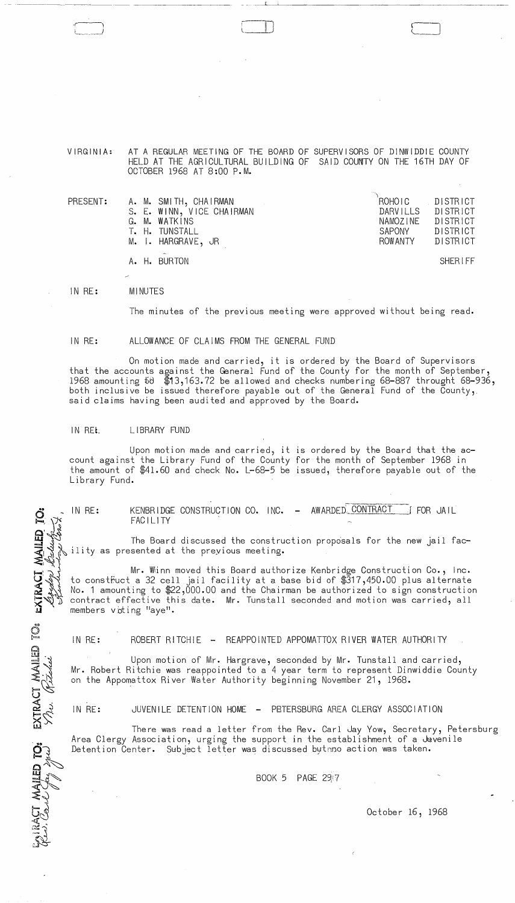VIRGINIA: AT A REGULAR MEETING OF THE BOARD OF SUPERVISORS OF DINWIDDIE COUNTY HELD AT THE AGRICULTURAL BUILDING OF SAID COUNTY ON THE 16TH DAY OF OCTOBER 1968 AT 8:00 P.M.

| PRESENT: | | |
|---|---|---|
| | A. M. SMITH, CHAIRMAN | ROHOIC DISTRICT |
| | S. E. WINN, VICE CHAIRMAN | DARVILLS DISTRICT |
| | G. M. WATKINS | NAMOZINE DISTRICT |
| | T. H. TUNSTALL | SAPONY DISTRICT |
| | M. I. HARGRAVE, JR | ROWANTY DISTRICT |
| | A. H. BURTON | SHERIFF |

IN RE: MINUTES

The minutes of the previous meeting were approved without being read.

IN RE: ALLOWANCE OF CLAIMS FROM THE GENERAL FUND

On motion made and carried, it is ordered by the Board of Supervisors that the accounts against the General Fund of the County for the month of September, 1968 amounting to $13,163.72 be allowed and checks numbering 68-887 throught 68-936, both inclusive be issued therefore payable out of the General Fund of the County, said claims having been audited and approved by the Board.

IN RE: LIBRARY FUND

Upon motion made and carried, it is ordered by the Board that the account against the Library Fund of the County for the month of September 1968 in the amount of $41.60 and check No. L-68-5 be issued, therefore payable out of the Library Fund.

EXTRACT MAILED TO: Kenbridge Construction Co.

IN RE: KENBRIDGE CONSTRUCTION CO. INC. - AWARDED CONTRACT FOR JAIL FACILITY

The Board discussed the construction proposals for the new jail facility as presented at the previous meeting.

Mr. Winn moved this Board authorize Kenbridge Construction Co., Inc. to construct a 32 cell jail facility at a base bid of $317,450.00 plus alternate No. 1 amounting to $22,000.00 and the Chairman be authorized to sign construction contract effective this date. Mr. Tunstall seconded and motion was carried, all members voting "aye".

EXTRACT MAILED TO: Mr. Ritchie

IN RE: ROBERT RITCHIE - REAPPOINTED APPOMATTOX RIVER WATER AUTHORITY

Upon motion of Mr. Hargrave, seconded by Mr. Tunstall and carried, Mr. Robert Ritchie was reappointed to a 4 year term to represent Dinwiddie County on the Appomattox River Water Authority beginning November 21, 1968.

EXTRACT MAILED TO: Rev. Carl Jay Yow

IN RE: JUVENILE DETENTION HOME - PETERSBURG AREA CLERGY ASSOCIATION

There was read a letter from the Rev. Carl Jay Yow, Secretary, Petersburg Area Clergy Association, urging the support in the establishment of a Juvenile Detention Center. Subject letter was discussed but no action was taken.

BOOK 5 PAGE 297

October 16, 1968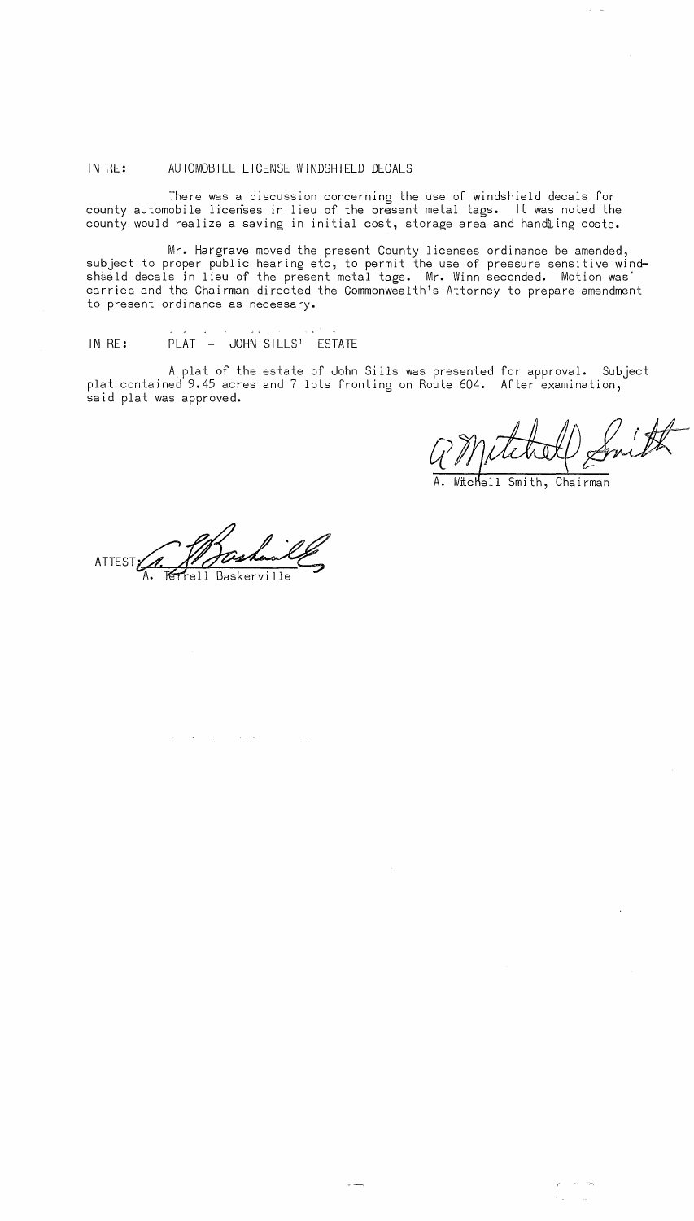IN RE: AUTOMOBILE LICENSE WINDSHIELD DECALS

There was a discussion concerning the use of windshield decals for county automobile licenses in lieu of the present metal tags. It was noted the county would realize a saving in initial cost, storage area and handling costs.

Mr. Hargrave moved the present County licenses ordinance be amended, subject to proper public hearing etc, to permit the use of pressure sensitive windshield decals in lieu of the present metal tags. Mr. Winn seconded. Motion was carried and the Chairman directed the Commonwealth's Attorney to prepare amendment to present ordinance as necessary.

IN RE: PLAT - JOHN SILLS' ESTATE

A plat of the estate of John Sills was presented for approval. Subject plat contained 9.45 acres and 7 lots fronting on Route 604. After examination, said plat was approved.

A. Mitchell Smith, Chairman

ATTEST: A. Terrell Baskerville